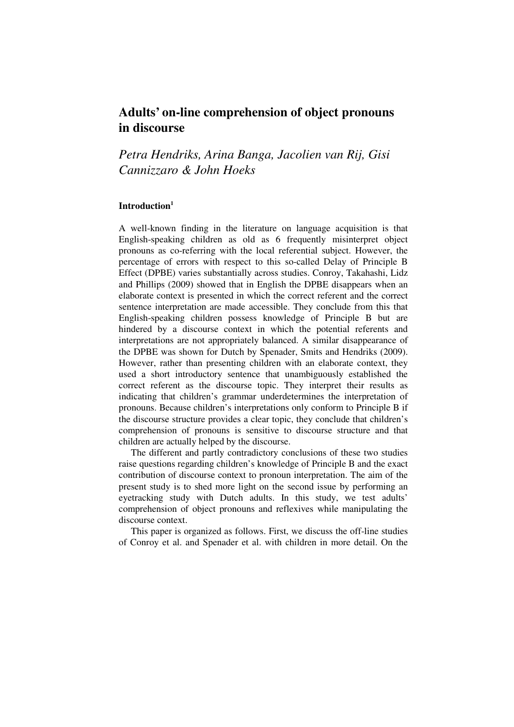# Adults' on-line comprehension of object pronouns in discourse

*Petra Hendriks, Arina Banga, Jacolien van Rij, Gisi Cannizzaro & John Hoeks*

## Introduction[1]

A well-known finding in the literature on language acquisition is that English-speaking children as old as 6 frequently misinterpret object pronouns as co-referring with the local referential subject. However, the percentage of errors with respect to this so-called Delay of Principle B Effect (DPBE) varies substantially across studies. Conroy, Takahashi, Lidz and Phillips (2009) showed that in English the DPBE disappears when an elaborate context is presented in which the correct referent and the correct sentence interpretation are made accessible. They conclude from this that English-speaking children possess knowledge of Principle B but are hindered by a discourse context in which the potential referents and interpretations are not appropriately balanced. A similar disappearance of the DPBE was shown for Dutch by Spenader, Smits and Hendriks (2009). However, rather than presenting children with an elaborate context, they used a short introductory sentence that unambiguously established the correct referent as the discourse topic. They interpret their results as indicating that children's grammar underdetermines the interpretation of pronouns. Because children's interpretations only conform to Principle B if the discourse structure provides a clear topic, they conclude that children's comprehension of pronouns is sensitive to discourse structure and that children are actually helped by the discourse.

The different and partly contradictory conclusions of these two studies raise questions regarding children's knowledge of Principle B and the exact contribution of discourse context to pronoun interpretation. The aim of the present study is to shed more light on the second issue by performing an eyetracking study with Dutch adults. In this study, we test adults' comprehension of object pronouns and reflexives while manipulating the discourse context.

This paper is organized as follows. First, we discuss the off-line studies of Conroy et al. and Spenader et al. with children in more detail. On the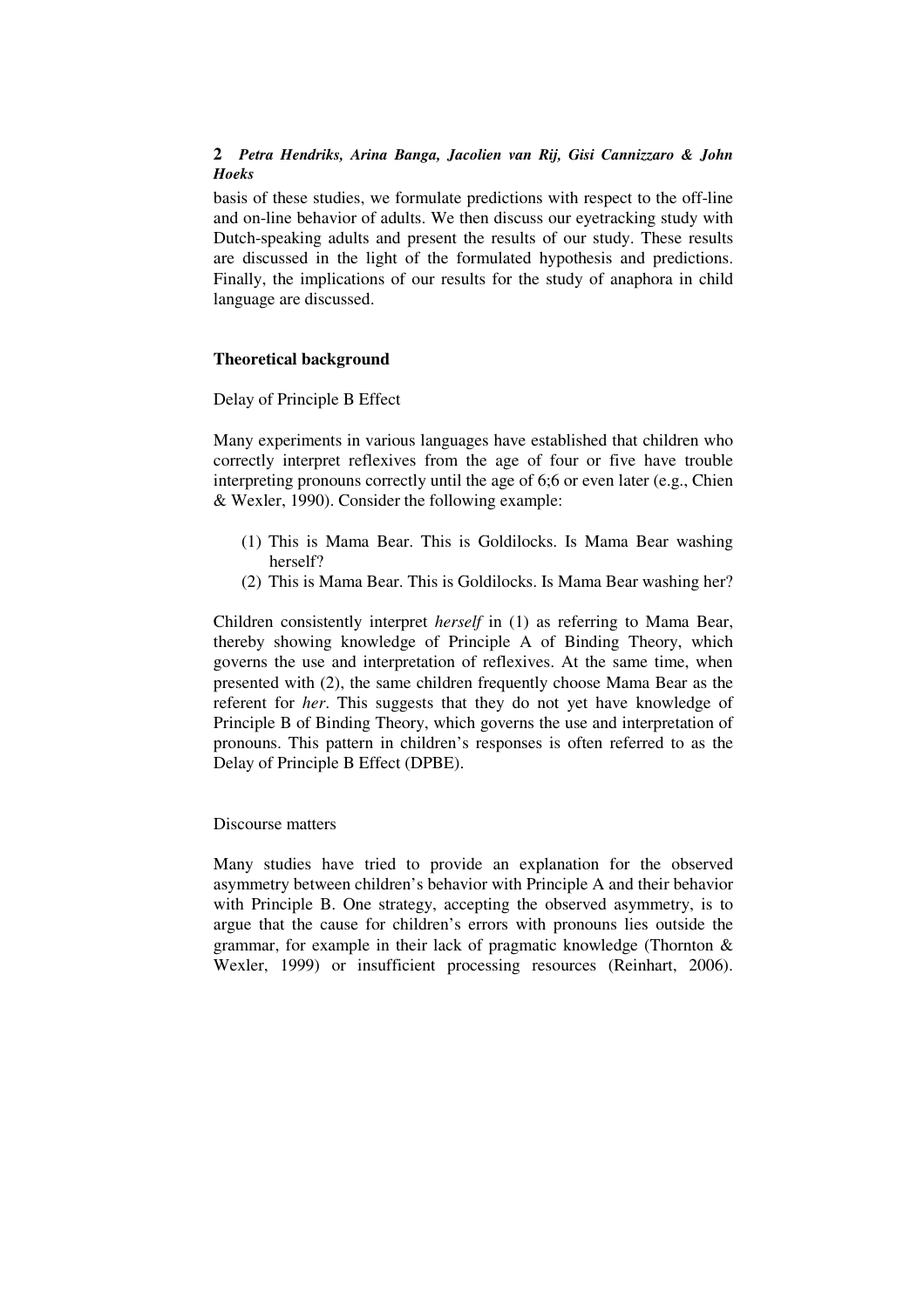basis of these studies, we formulate predictions with respect to the off-line and on-line behavior of adults. We then discuss our eyetracking study with Dutch-speaking adults and present the results of our study. These results are discussed in the light of the formulated hypothesis and predictions. Finally, the implications of our results for the study of anaphora in child language are discussed.

## Theoretical background

### Delay of Principle B Effect

Many experiments in various languages have established that children who correctly interpret reflexives from the age of four or five have trouble interpreting pronouns correctly until the age of 6;6 or even later (e.g., Chien & Wexler, 1990). Consider the following example:

(1) This is Mama Bear. This is Goldilocks. Is Mama Bear washing herself?
(2) This is Mama Bear. This is Goldilocks. Is Mama Bear washing her?

Children consistently interpret *herself* in (1) as referring to Mama Bear, thereby showing knowledge of Principle A of Binding Theory, which governs the use and interpretation of reflexives. At the same time, when presented with (2), the same children frequently choose Mama Bear as the referent for *her*. This suggests that they do not yet have knowledge of Principle B of Binding Theory, which governs the use and interpretation of pronouns. This pattern in children's responses is often referred to as the Delay of Principle B Effect (DPBE).

### Discourse matters

Many studies have tried to provide an explanation for the observed asymmetry between children's behavior with Principle A and their behavior with Principle B. One strategy, accepting the observed asymmetry, is to argue that the cause for children's errors with pronouns lies outside the grammar, for example in their lack of pragmatic knowledge (Thornton & Wexler, 1999) or insufficient processing resources (Reinhart, 2006).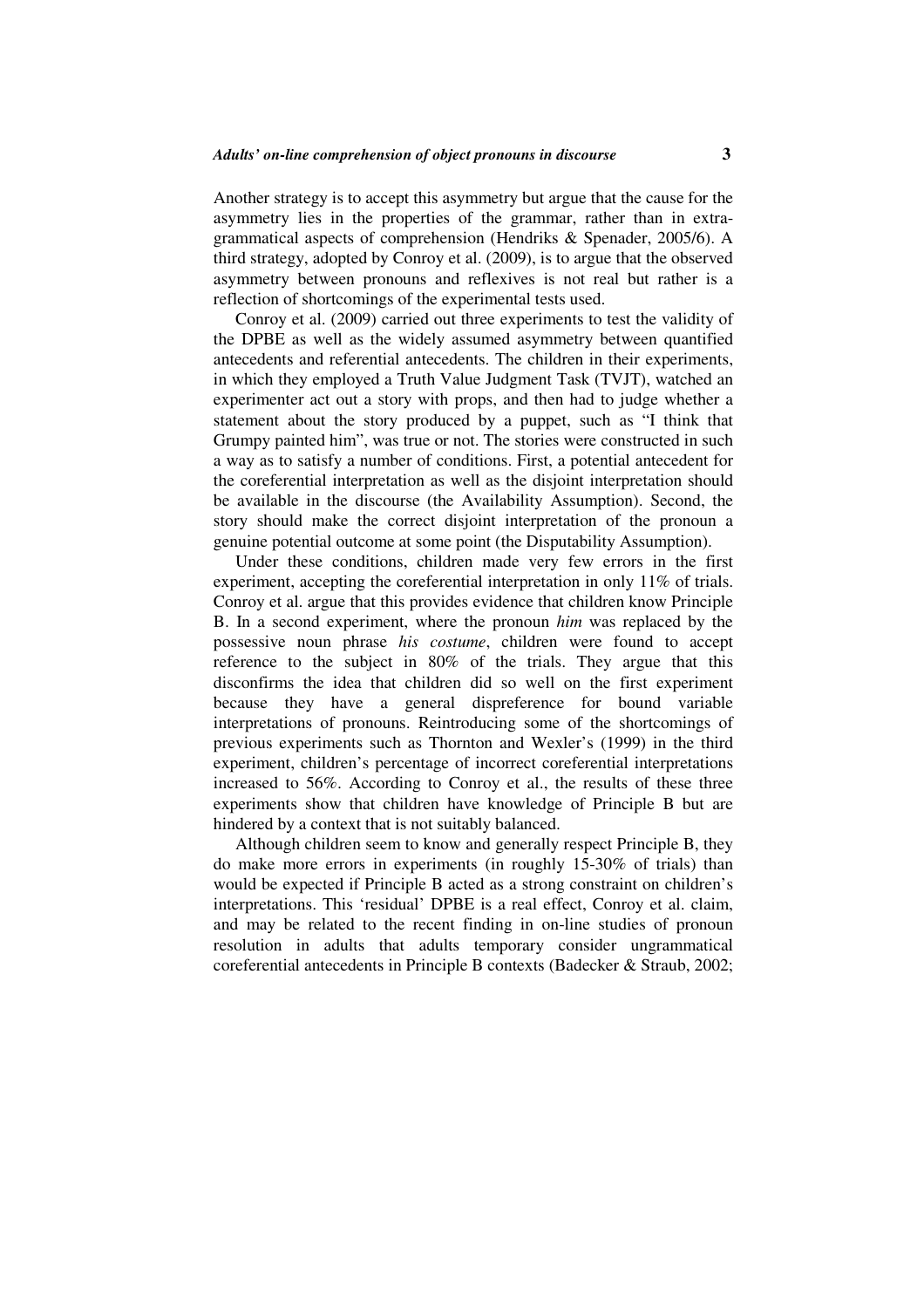Another strategy is to accept this asymmetry but argue that the cause for the asymmetry lies in the properties of the grammar, rather than in extra-grammatical aspects of comprehension (Hendriks & Spenader, 2005/6). A third strategy, adopted by Conroy et al. (2009), is to argue that the observed asymmetry between pronouns and reflexives is not real but rather is a reflection of shortcomings of the experimental tests used.

Conroy et al. (2009) carried out three experiments to test the validity of the DPBE as well as the widely assumed asymmetry between quantified antecedents and referential antecedents. The children in their experiments, in which they employed a Truth Value Judgment Task (TVJT), watched an experimenter act out a story with props, and then had to judge whether a statement about the story produced by a puppet, such as "I think that Grumpy painted him", was true or not. The stories were constructed in such a way as to satisfy a number of conditions. First, a potential antecedent for the coreferential interpretation as well as the disjoint interpretation should be available in the discourse (the Availability Assumption). Second, the story should make the correct disjoint interpretation of the pronoun a genuine potential outcome at some point (the Disputability Assumption).

Under these conditions, children made very few errors in the first experiment, accepting the coreferential interpretation in only 11% of trials. Conroy et al. argue that this provides evidence that children know Principle B. In a second experiment, where the pronoun *him* was replaced by the possessive noun phrase *his costume*, children were found to accept reference to the subject in 80% of the trials. They argue that this disconfirms the idea that children did so well on the first experiment because they have a general dispreference for bound variable interpretations of pronouns. Reintroducing some of the shortcomings of previous experiments such as Thornton and Wexler's (1999) in the third experiment, children's percentage of incorrect coreferential interpretations increased to 56%. According to Conroy et al., the results of these three experiments show that children have knowledge of Principle B but are hindered by a context that is not suitably balanced.

Although children seem to know and generally respect Principle B, they do make more errors in experiments (in roughly 15-30% of trials) than would be expected if Principle B acted as a strong constraint on children's interpretations. This 'residual' DPBE is a real effect, Conroy et al. claim, and may be related to the recent finding in on-line studies of pronoun resolution in adults that adults temporary consider ungrammatical coreferential antecedents in Principle B contexts (Badecker & Straub, 2002;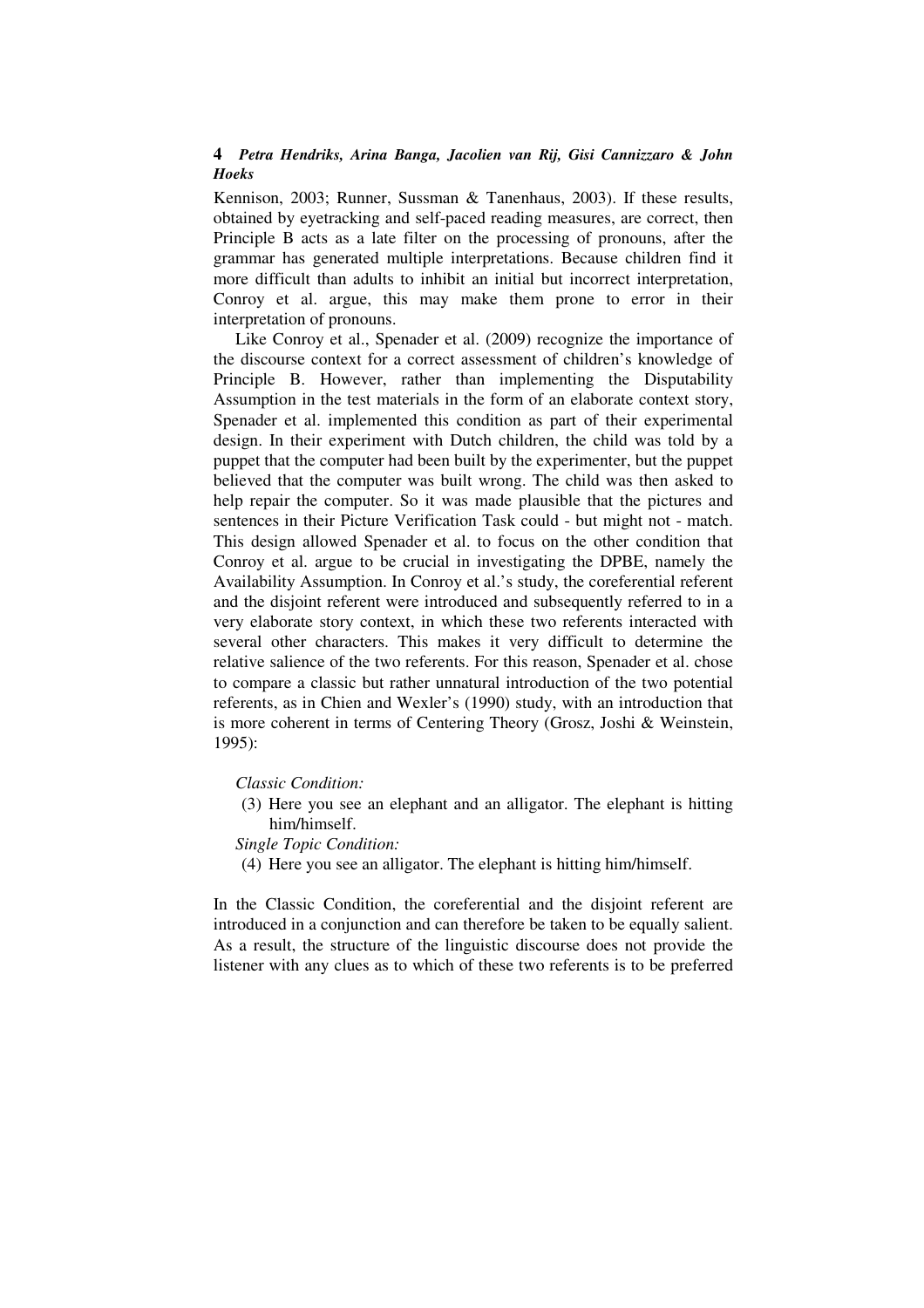Kennison, 2003; Runner, Sussman & Tanenhaus, 2003). If these results, obtained by eyetracking and self-paced reading measures, are correct, then Principle B acts as a late filter on the processing of pronouns, after the grammar has generated multiple interpretations. Because children find it more difficult than adults to inhibit an initial but incorrect interpretation, Conroy et al. argue, this may make them prone to error in their interpretation of pronouns.

Like Conroy et al., Spenader et al. (2009) recognize the importance of the discourse context for a correct assessment of children's knowledge of Principle B. However, rather than implementing the Disputability Assumption in the test materials in the form of an elaborate context story, Spenader et al. implemented this condition as part of their experimental design. In their experiment with Dutch children, the child was told by a puppet that the computer had been built by the experimenter, but the puppet believed that the computer was built wrong. The child was then asked to help repair the computer. So it was made plausible that the pictures and sentences in their Picture Verification Task could - but might not - match. This design allowed Spenader et al. to focus on the other condition that Conroy et al. argue to be crucial in investigating the DPBE, namely the Availability Assumption. In Conroy et al.'s study, the coreferential referent and the disjoint referent were introduced and subsequently referred to in a very elaborate story context, in which these two referents interacted with several other characters. This makes it very difficult to determine the relative salience of the two referents. For this reason, Spenader et al. chose to compare a classic but rather unnatural introduction of the two potential referents, as in Chien and Wexler's (1990) study, with an introduction that is more coherent in terms of Centering Theory (Grosz, Joshi & Weinstein, 1995):

*Classic Condition:*

(3) Here you see an elephant and an alligator. The elephant is hitting him/himself.

*Single Topic Condition:*

(4) Here you see an alligator. The elephant is hitting him/himself.

In the Classic Condition, the coreferential and the disjoint referent are introduced in a conjunction and can therefore be taken to be equally salient. As a result, the structure of the linguistic discourse does not provide the listener with any clues as to which of these two referents is to be preferred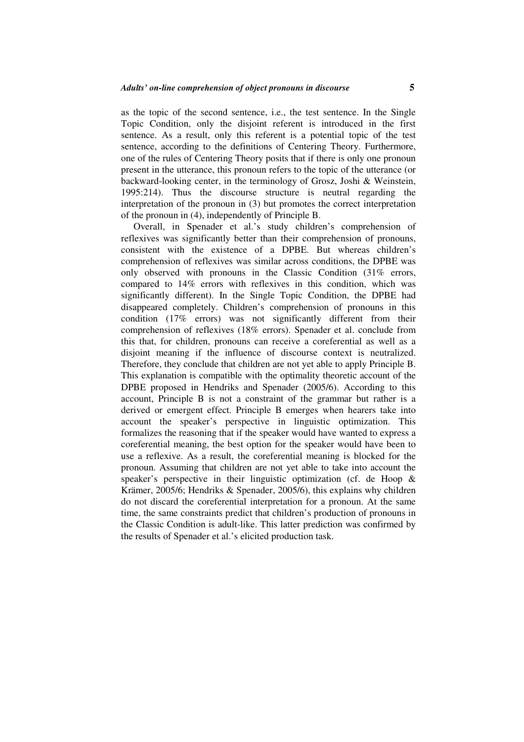as the topic of the second sentence, i.e., the test sentence. In the Single Topic Condition, only the disjoint referent is introduced in the first sentence. As a result, only this referent is a potential topic of the test sentence, according to the definitions of Centering Theory. Furthermore, one of the rules of Centering Theory posits that if there is only one pronoun present in the utterance, this pronoun refers to the topic of the utterance (or backward-looking center, in the terminology of Grosz, Joshi & Weinstein, 1995:214). Thus the discourse structure is neutral regarding the interpretation of the pronoun in (3) but promotes the correct interpretation of the pronoun in (4), independently of Principle B.

Overall, in Spenader et al.'s study children's comprehension of reflexives was significantly better than their comprehension of pronouns, consistent with the existence of a DPBE. But whereas children's comprehension of reflexives was similar across conditions, the DPBE was only observed with pronouns in the Classic Condition (31% errors, compared to 14% errors with reflexives in this condition, which was significantly different). In the Single Topic Condition, the DPBE had disappeared completely. Children's comprehension of pronouns in this condition (17% errors) was not significantly different from their comprehension of reflexives (18% errors). Spenader et al. conclude from this that, for children, pronouns can receive a coreferential as well as a disjoint meaning if the influence of discourse context is neutralized. Therefore, they conclude that children are not yet able to apply Principle B. This explanation is compatible with the optimality theoretic account of the DPBE proposed in Hendriks and Spenader (2005/6). According to this account, Principle B is not a constraint of the grammar but rather is a derived or emergent effect. Principle B emerges when hearers take into account the speaker's perspective in linguistic optimization. This formalizes the reasoning that if the speaker would have wanted to express a coreferential meaning, the best option for the speaker would have been to use a reflexive. As a result, the coreferential meaning is blocked for the pronoun. Assuming that children are not yet able to take into account the speaker's perspective in their linguistic optimization (cf. de Hoop & Krämer, 2005/6; Hendriks & Spenader, 2005/6), this explains why children do not discard the coreferential interpretation for a pronoun. At the same time, the same constraints predict that children's production of pronouns in the Classic Condition is adult-like. This latter prediction was confirmed by the results of Spenader et al.'s elicited production task.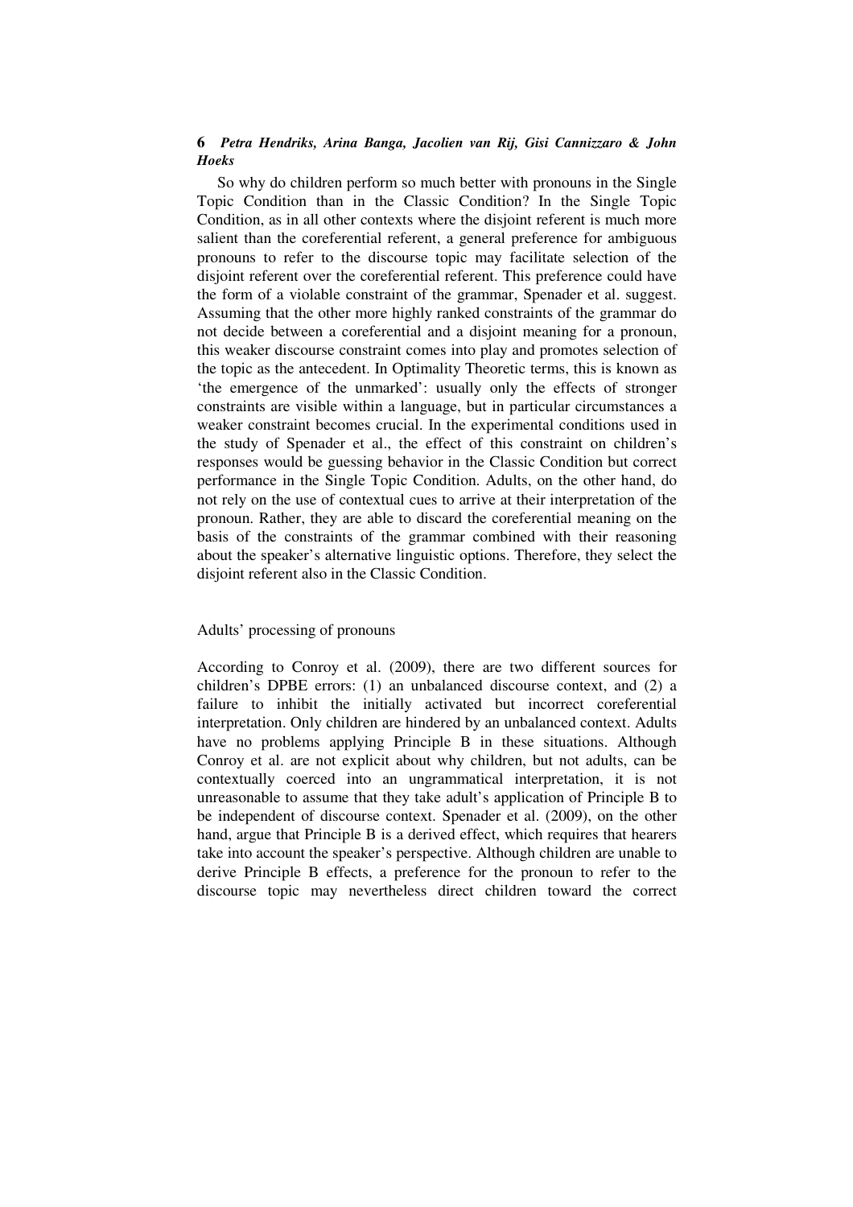So why do children perform so much better with pronouns in the Single Topic Condition than in the Classic Condition? In the Single Topic Condition, as in all other contexts where the disjoint referent is much more salient than the coreferential referent, a general preference for ambiguous pronouns to refer to the discourse topic may facilitate selection of the disjoint referent over the coreferential referent. This preference could have the form of a violable constraint of the grammar, Spenader et al. suggest. Assuming that the other more highly ranked constraints of the grammar do not decide between a coreferential and a disjoint meaning for a pronoun, this weaker discourse constraint comes into play and promotes selection of the topic as the antecedent. In Optimality Theoretic terms, this is known as 'the emergence of the unmarked': usually only the effects of stronger constraints are visible within a language, but in particular circumstances a weaker constraint becomes crucial. In the experimental conditions used in the study of Spenader et al., the effect of this constraint on children's responses would be guessing behavior in the Classic Condition but correct performance in the Single Topic Condition. Adults, on the other hand, do not rely on the use of contextual cues to arrive at their interpretation of the pronoun. Rather, they are able to discard the coreferential meaning on the basis of the constraints of the grammar combined with their reasoning about the speaker's alternative linguistic options. Therefore, they select the disjoint referent also in the Classic Condition.

## Adults' processing of pronouns

According to Conroy et al. (2009), there are two different sources for children's DPBE errors: (1) an unbalanced discourse context, and (2) a failure to inhibit the initially activated but incorrect coreferential interpretation. Only children are hindered by an unbalanced context. Adults have no problems applying Principle B in these situations. Although Conroy et al. are not explicit about why children, but not adults, can be contextually coerced into an ungrammatical interpretation, it is not unreasonable to assume that they take adult's application of Principle B to be independent of discourse context. Spenader et al. (2009), on the other hand, argue that Principle B is a derived effect, which requires that hearers take into account the speaker's perspective. Although children are unable to derive Principle B effects, a preference for the pronoun to refer to the discourse topic may nevertheless direct children toward the correct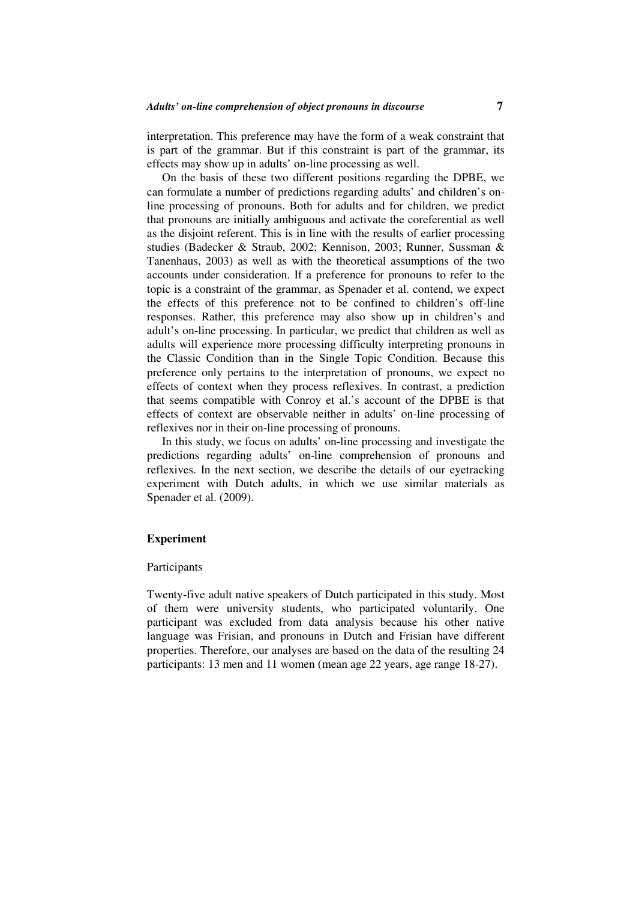interpretation. This preference may have the form of a weak constraint that is part of the grammar. But if this constraint is part of the grammar, its effects may show up in adults' on-line processing as well.

On the basis of these two different positions regarding the DPBE, we can formulate a number of predictions regarding adults' and children's on-line processing of pronouns. Both for adults and for children, we predict that pronouns are initially ambiguous and activate the coreferential as well as the disjoint referent. This is in line with the results of earlier processing studies (Badecker & Straub, 2002; Kennison, 2003; Runner, Sussman & Tanenhaus, 2003) as well as with the theoretical assumptions of the two accounts under consideration. If a preference for pronouns to refer to the topic is a constraint of the grammar, as Spenader et al. contend, we expect the effects of this preference not to be confined to children's off-line responses. Rather, this preference may also show up in children's and adult's on-line processing. In particular, we predict that children as well as adults will experience more processing difficulty interpreting pronouns in the Classic Condition than in the Single Topic Condition. Because this preference only pertains to the interpretation of pronouns, we expect no effects of context when they process reflexives. In contrast, a prediction that seems compatible with Conroy et al.'s account of the DPBE is that effects of context are observable neither in adults' on-line processing of reflexives nor in their on-line processing of pronouns.

In this study, we focus on adults' on-line processing and investigate the predictions regarding adults' on-line comprehension of pronouns and reflexives. In the next section, we describe the details of our eyetracking experiment with Dutch adults, in which we use similar materials as Spenader et al. (2009).

## Experiment

### Participants

Twenty-five adult native speakers of Dutch participated in this study. Most of them were university students, who participated voluntarily. One participant was excluded from data analysis because his other native language was Frisian, and pronouns in Dutch and Frisian have different properties. Therefore, our analyses are based on the data of the resulting 24 participants: 13 men and 11 women (mean age 22 years, age range 18-27).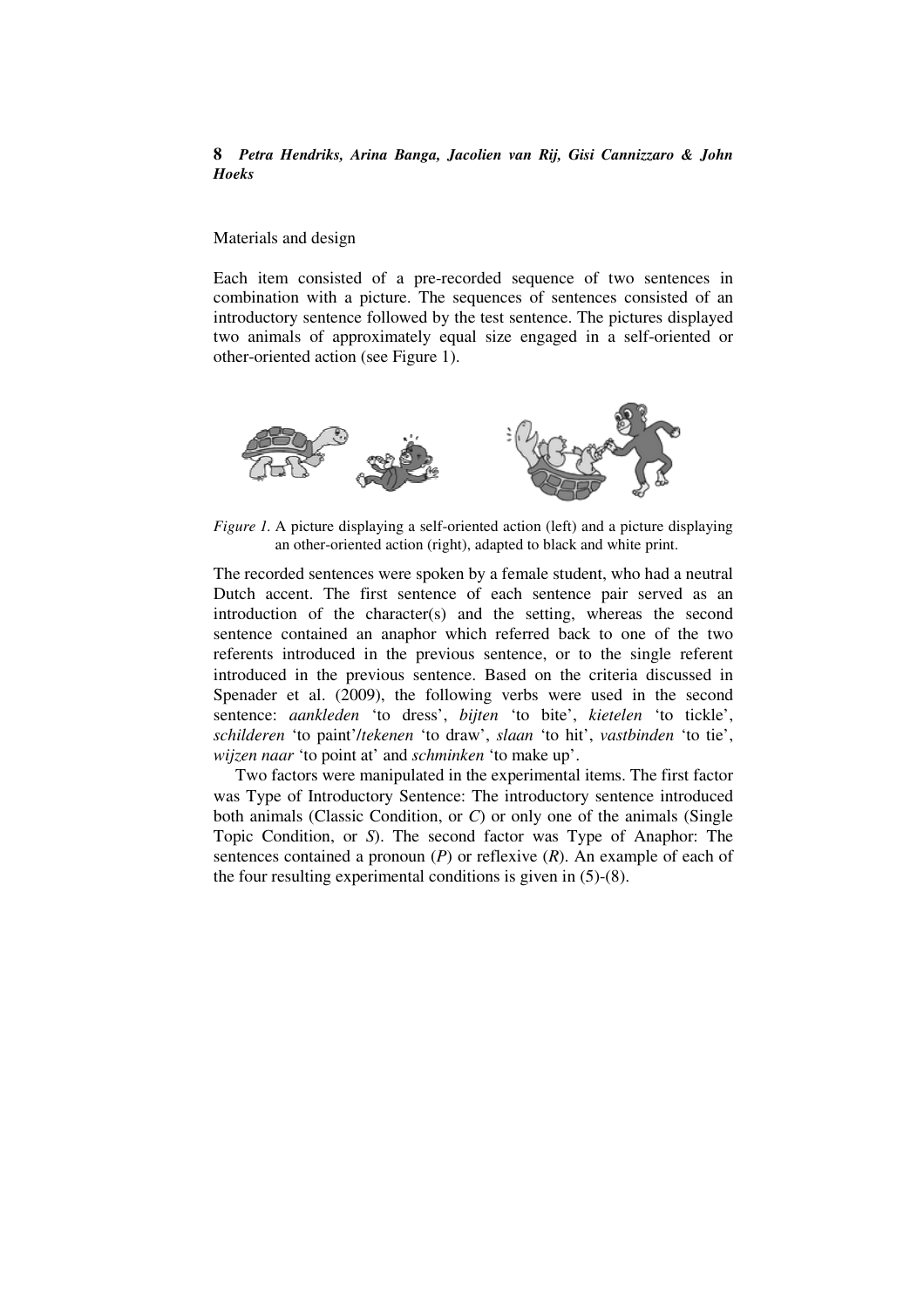Materials and design

Each item consisted of a pre-recorded sequence of two sentences in combination with a picture. The sequences of sentences consisted of an introductory sentence followed by the test sentence. The pictures displayed two animals of approximately equal size engaged in a self-oriented or other-oriented action (see Figure 1).

*Figure 1.* A picture displaying a self-oriented action (left) and a picture displaying an other-oriented action (right), adapted to black and white print.

The recorded sentences were spoken by a female student, who had a neutral Dutch accent. The first sentence of each sentence pair served as an introduction of the character(s) and the setting, whereas the second sentence contained an anaphor which referred back to one of the two referents introduced in the previous sentence, or to the single referent introduced in the previous sentence. Based on the criteria discussed in Spenader et al. (2009), the following verbs were used in the second sentence: *aankleden* 'to dress', *bijten* 'to bite', *kietelen* 'to tickle', *schilderen* 'to paint'/*tekenen* 'to draw', *slaan* 'to hit', *vastbinden* 'to tie', *wijzen naar* 'to point at' and *schminken* 'to make up'.

Two factors were manipulated in the experimental items. The first factor was Type of Introductory Sentence: The introductory sentence introduced both animals (Classic Condition, or *C*) or only one of the animals (Single Topic Condition, or *S*). The second factor was Type of Anaphor: The sentences contained a pronoun (*P*) or reflexive (*R*). An example of each of the four resulting experimental conditions is given in (5)-(8).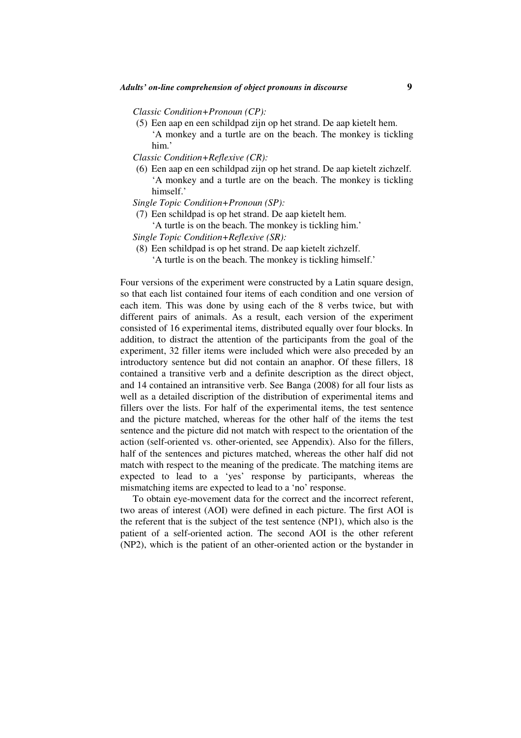*Classic Condition+Pronoun (CP):*

(5) Een aap en een schildpad zijn op het strand. De aap kietelt hem.
'A monkey and a turtle are on the beach. The monkey is tickling him.'

*Classic Condition+Reflexive (CR):*

(6) Een aap en een schildpad zijn op het strand. De aap kietelt zichzelf.
'A monkey and a turtle are on the beach. The monkey is tickling himself.'

*Single Topic Condition+Pronoun (SP):*

(7) Een schildpad is op het strand. De aap kietelt hem.
'A turtle is on the beach. The monkey is tickling him.'

*Single Topic Condition+Reflexive (SR):*

(8) Een schildpad is op het strand. De aap kietelt zichzelf.
'A turtle is on the beach. The monkey is tickling himself.'

Four versions of the experiment were constructed by a Latin square design, so that each list contained four items of each condition and one version of each item. This was done by using each of the 8 verbs twice, but with different pairs of animals. As a result, each version of the experiment consisted of 16 experimental items, distributed equally over four blocks. In addition, to distract the attention of the participants from the goal of the experiment, 32 filler items were included which were also preceded by an introductory sentence but did not contain an anaphor. Of these fillers, 18 contained a transitive verb and a definite description as the direct object, and 14 contained an intransitive verb. See Banga (2008) for all four lists as well as a detailed discription of the distribution of experimental items and fillers over the lists. For half of the experimental items, the test sentence and the picture matched, whereas for the other half of the items the test sentence and the picture did not match with respect to the orientation of the action (self-oriented vs. other-oriented, see Appendix). Also for the fillers, half of the sentences and pictures matched, whereas the other half did not match with respect to the meaning of the predicate. The matching items are expected to lead to a 'yes' response by participants, whereas the mismatching items are expected to lead to a 'no' response.

To obtain eye-movement data for the correct and the incorrect referent, two areas of interest (AOI) were defined in each picture. The first AOI is the referent that is the subject of the test sentence (NP1), which also is the patient of a self-oriented action. The second AOI is the other referent (NP2), which is the patient of an other-oriented action or the bystander in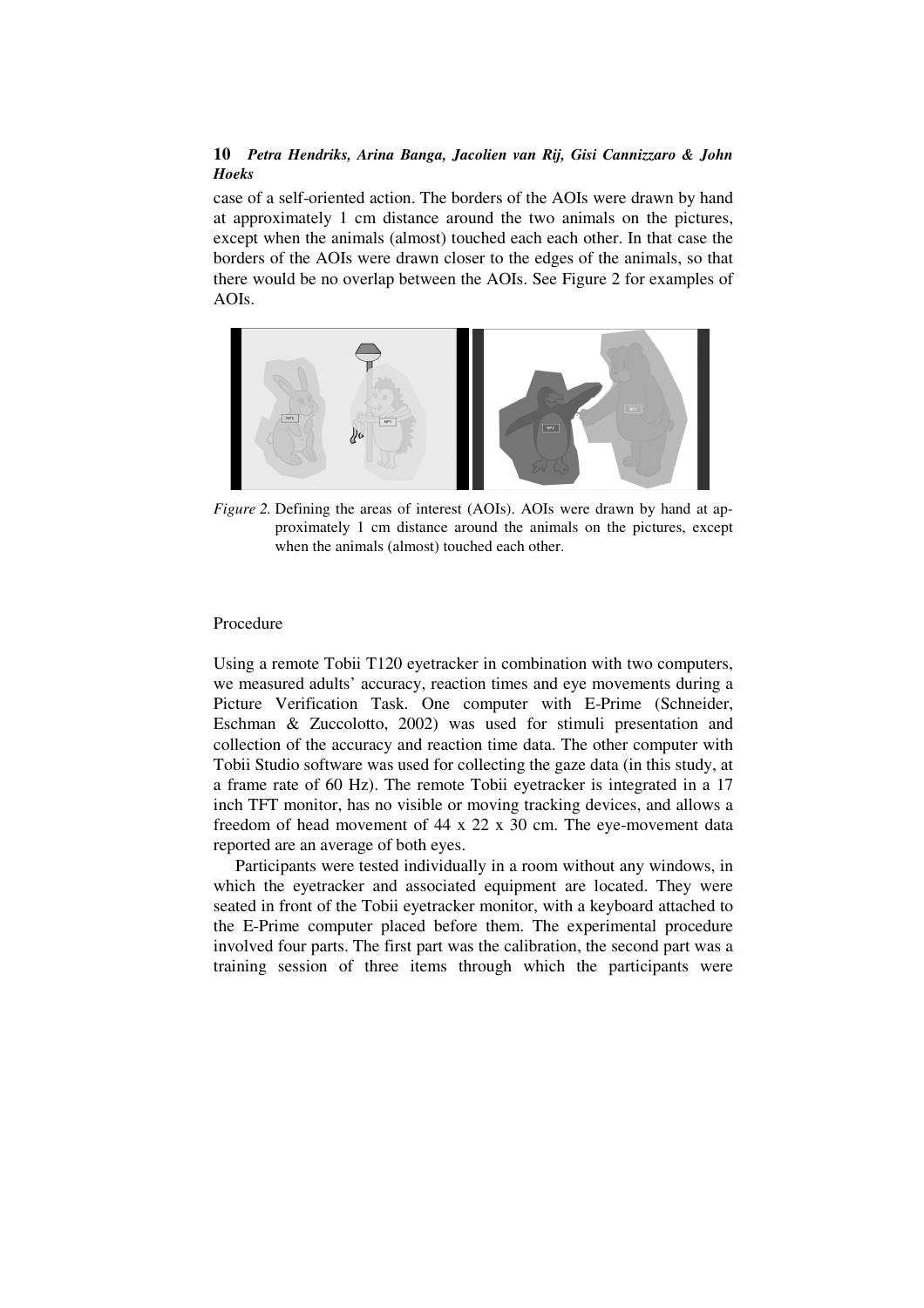case of a self-oriented action. The borders of the AOIs were drawn by hand at approximately 1 cm distance around the two animals on the pictures, except when the animals (almost) touched each each other. In that case the borders of the AOIs were drawn closer to the edges of the animals, so that there would be no overlap between the AOIs. See Figure 2 for examples of AOIs.

*Figure 2.* Defining the areas of interest (AOIs). AOIs were drawn by hand at approximately 1 cm distance around the animals on the pictures, except when the animals (almost) touched each other.

## Procedure

Using a remote Tobii T120 eyetracker in combination with two computers, we measured adults' accuracy, reaction times and eye movements during a Picture Verification Task. One computer with E-Prime (Schneider, Eschman & Zuccolotto, 2002) was used for stimuli presentation and collection of the accuracy and reaction time data. The other computer with Tobii Studio software was used for collecting the gaze data (in this study, at a frame rate of 60 Hz). The remote Tobii eyetracker is integrated in a 17 inch TFT monitor, has no visible or moving tracking devices, and allows a freedom of head movement of 44 x 22 x 30 cm. The eye-movement data reported are an average of both eyes.

Participants were tested individually in a room without any windows, in which the eyetracker and associated equipment are located. They were seated in front of the Tobii eyetracker monitor, with a keyboard attached to the E-Prime computer placed before them. The experimental procedure involved four parts. The first part was the calibration, the second part was a training session of three items through which the participants were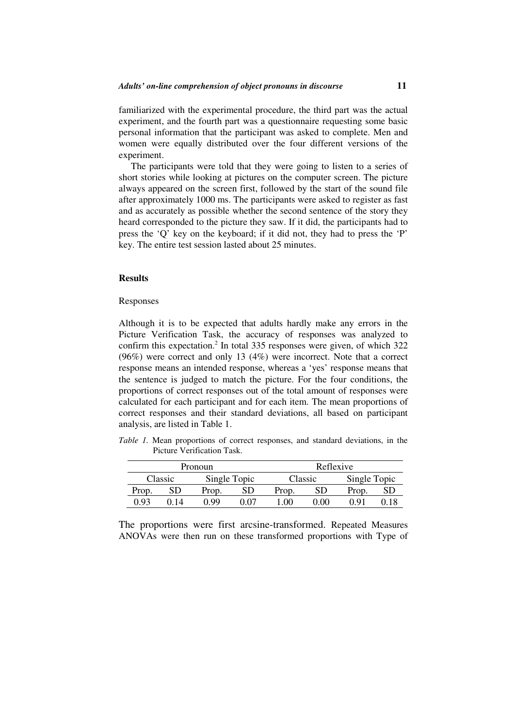familiarized with the experimental procedure, the third part was the actual experiment, and the fourth part was a questionnaire requesting some basic personal information that the participant was asked to complete. Men and women were equally distributed over the four different versions of the experiment.

The participants were told that they were going to listen to a series of short stories while looking at pictures on the computer screen. The picture always appeared on the screen first, followed by the start of the sound file after approximately 1000 ms. The participants were asked to register as fast and as accurately as possible whether the second sentence of the story they heard corresponded to the picture they saw. If it did, the participants had to press the 'Q' key on the keyboard; if it did not, they had to press the 'P' key. The entire test session lasted about 25 minutes.

## Results

### Responses

Although it is to be expected that adults hardly make any errors in the Picture Verification Task, the accuracy of responses was analyzed to confirm this expectation.[2] In total 335 responses were given, of which 322 (96%) were correct and only 13 (4%) were incorrect. Note that a correct response means an intended response, whereas a 'yes' response means that the sentence is judged to match the picture. For the four conditions, the proportions of correct responses out of the total amount of responses were calculated for each participant and for each item. The mean proportions of correct responses and their standard deviations, all based on participant analysis, are listed in Table 1.

*Table 1.* Mean proportions of correct responses, and standard deviations, in the Picture Verification Task.

| Pronoun | | | | Reflexive | | | |
|---|---|---|---|---|---|---|---|
| Classic | | Single Topic | | Classic | | Single Topic | |
| Prop. | SD | Prop. | SD | Prop. | SD | Prop. | SD |
| 0.93 | 0.14 | 0.99 | 0.07 | 1.00 | 0.00 | 0.91 | 0.18 |

The proportions were first arcsine-transformed. Repeated Measures ANOVAs were then run on these transformed proportions with Type of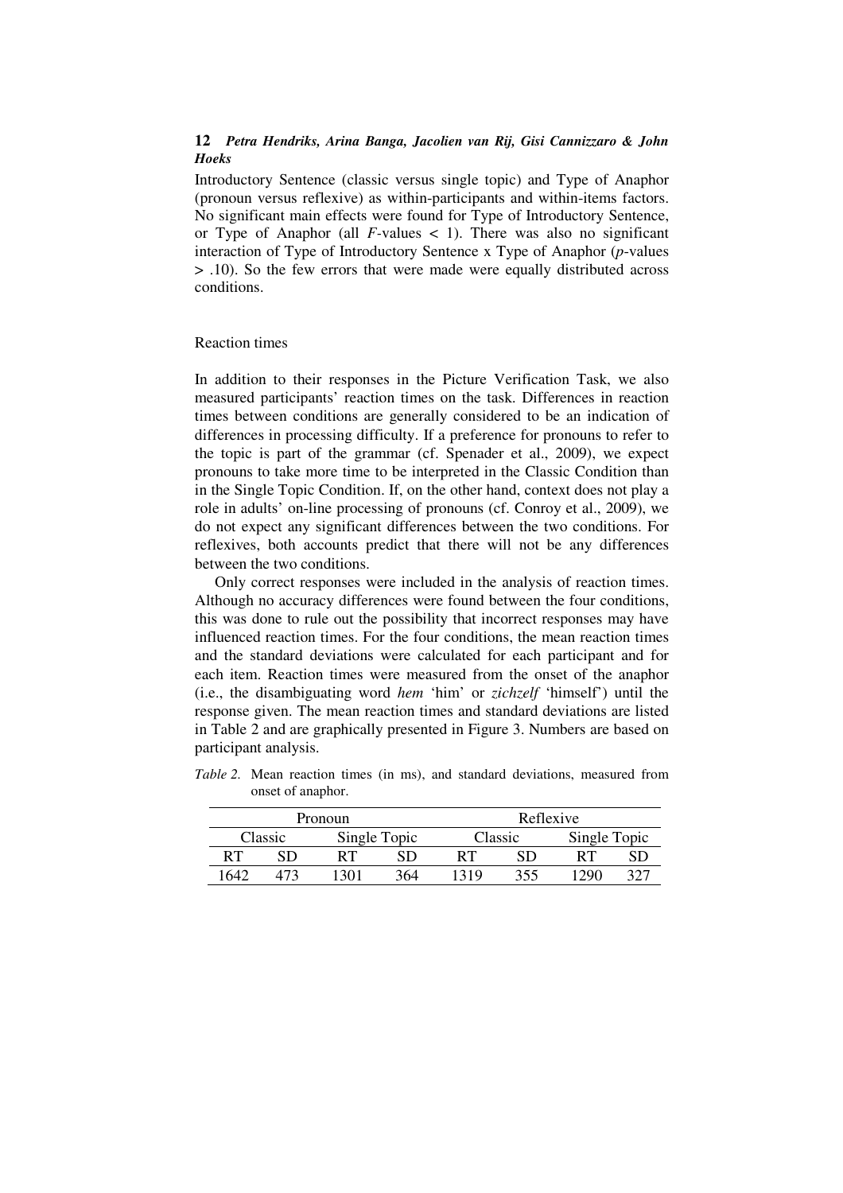Introductory Sentence (classic versus single topic) and Type of Anaphor (pronoun versus reflexive) as within-participants and within-items factors. No significant main effects were found for Type of Introductory Sentence, or Type of Anaphor (all $F$-values $< 1$). There was also no significant interaction of Type of Introductory Sentence x Type of Anaphor ($p$-values $> .10$). So the few errors that were made were equally distributed across conditions.

### Reaction times

In addition to their responses in the Picture Verification Task, we also measured participants' reaction times on the task. Differences in reaction times between conditions are generally considered to be an indication of differences in processing difficulty. If a preference for pronouns to refer to the topic is part of the grammar (cf. Spenader et al., 2009), we expect pronouns to take more time to be interpreted in the Classic Condition than in the Single Topic Condition. If, on the other hand, context does not play a role in adults' on-line processing of pronouns (cf. Conroy et al., 2009), we do not expect any significant differences between the two conditions. For reflexives, both accounts predict that there will not be any differences between the two conditions.

Only correct responses were included in the analysis of reaction times. Although no accuracy differences were found between the four conditions, this was done to rule out the possibility that incorrect responses may have influenced reaction times. For the four conditions, the mean reaction times and the standard deviations were calculated for each participant and for each item. Reaction times were measured from the onset of the anaphor (i.e., the disambiguating word *hem* 'him' or *zichzelf* 'himself') until the response given. The mean reaction times and standard deviations are listed in Table 2 and are graphically presented in Figure 3. Numbers are based on participant analysis.

*Table 2.* Mean reaction times (in ms), and standard deviations, measured from onset of anaphor.

| Pronoun | | | | Reflexive | | | |
|---|---|---|---|---|---|---|---|
| Classic | | Single Topic | | Classic | | Single Topic | |
| RT | SD | RT | SD | RT | SD | RT | SD |
| 1642 | 473 | 1301 | 364 | 1319 | 355 | 1290 | 327 |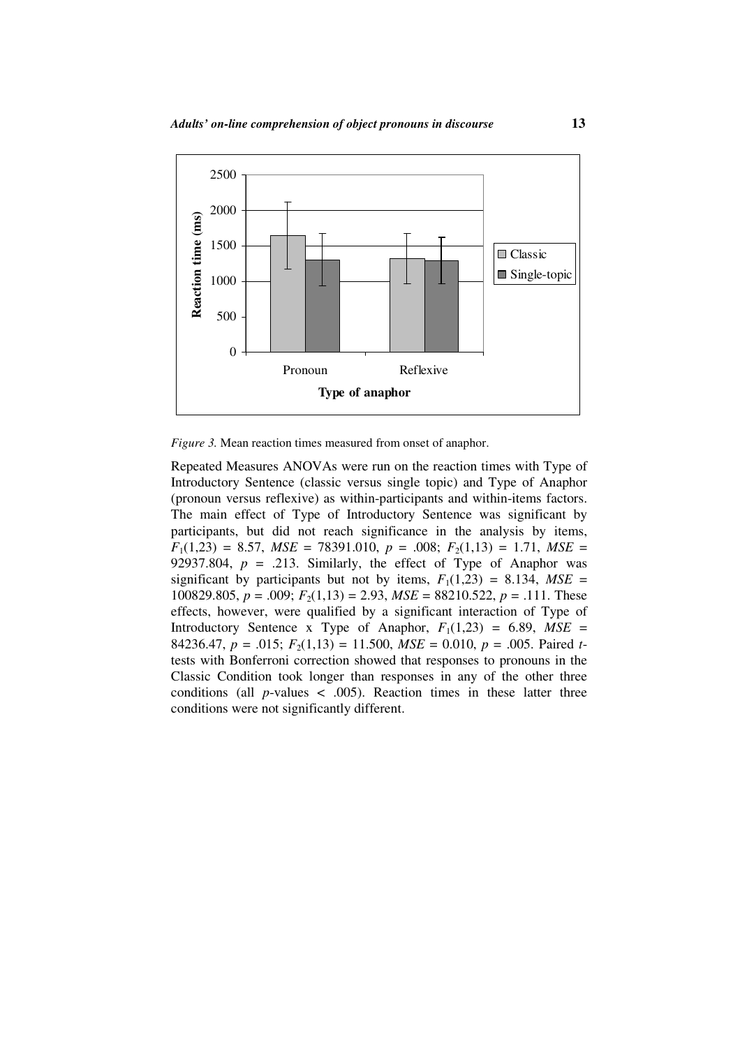*Figure 3.* Mean reaction times measured from onset of anaphor.

Repeated Measures ANOVAs were run on the reaction times with Type of Introductory Sentence (classic versus single topic) and Type of Anaphor (pronoun versus reflexive) as within-participants and within-items factors. The main effect of Type of Introductory Sentence was significant by participants, but did not reach significance in the analysis by items, $F_1(1,23) = 8.57$, $MSE = 78391.010$, $p = .008$; $F_2(1,13) = 1.71$, $MSE = 92937.804$, $p = .213$. Similarly, the effect of Type of Anaphor was significant by participants but not by items, $F_1(1,23) = 8.134$, $MSE = 100829.805$, $p = .009$; $F_2(1,13) = 2.93$, $MSE = 88210.522$, $p = .111$. These effects, however, were qualified by a significant interaction of Type of Introductory Sentence x Type of Anaphor, $F_1(1,23) = 6.89$, $MSE = 84236.47$, $p = .015$; $F_2(1,13) = 11.500$, $MSE = 0.010$, $p = .005$. Paired *t*-tests with Bonferroni correction showed that responses to pronouns in the Classic Condition took longer than responses in any of the other three conditions (all *p*-values $< .005$). Reaction times in these latter three conditions were not significantly different.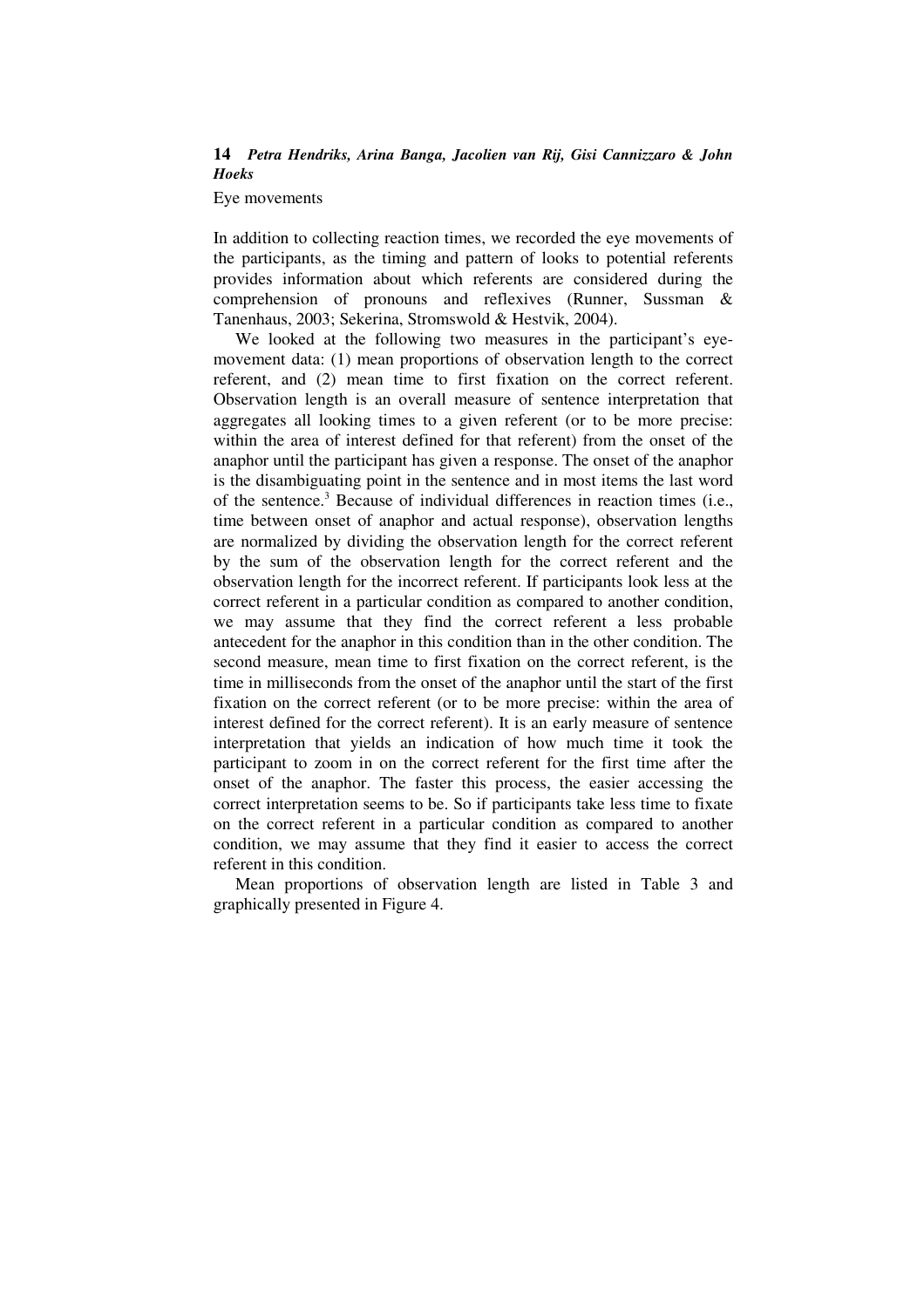Eye movements

In addition to collecting reaction times, we recorded the eye movements of the participants, as the timing and pattern of looks to potential referents provides information about which referents are considered during the comprehension of pronouns and reflexives (Runner, Sussman & Tanenhaus, 2003; Sekerina, Stromswold & Hestvik, 2004).

We looked at the following two measures in the participant's eye-movement data: (1) mean proportions of observation length to the correct referent, and (2) mean time to first fixation on the correct referent. Observation length is an overall measure of sentence interpretation that aggregates all looking times to a given referent (or to be more precise: within the area of interest defined for that referent) from the onset of the anaphor until the participant has given a response. The onset of the anaphor is the disambiguating point in the sentence and in most items the last word of the sentence.[3] Because of individual differences in reaction times (i.e., time between onset of anaphor and actual response), observation lengths are normalized by dividing the observation length for the correct referent by the sum of the observation length for the correct referent and the observation length for the incorrect referent. If participants look less at the correct referent in a particular condition as compared to another condition, we may assume that they find the correct referent a less probable antecedent for the anaphor in this condition than in the other condition. The second measure, mean time to first fixation on the correct referent, is the time in milliseconds from the onset of the anaphor until the start of the first fixation on the correct referent (or to be more precise: within the area of interest defined for the correct referent). It is an early measure of sentence interpretation that yields an indication of how much time it took the participant to zoom in on the correct referent for the first time after the onset of the anaphor. The faster this process, the easier accessing the correct interpretation seems to be. So if participants take less time to fixate on the correct referent in a particular condition as compared to another condition, we may assume that they find it easier to access the correct referent in this condition.

Mean proportions of observation length are listed in Table 3 and graphically presented in Figure 4.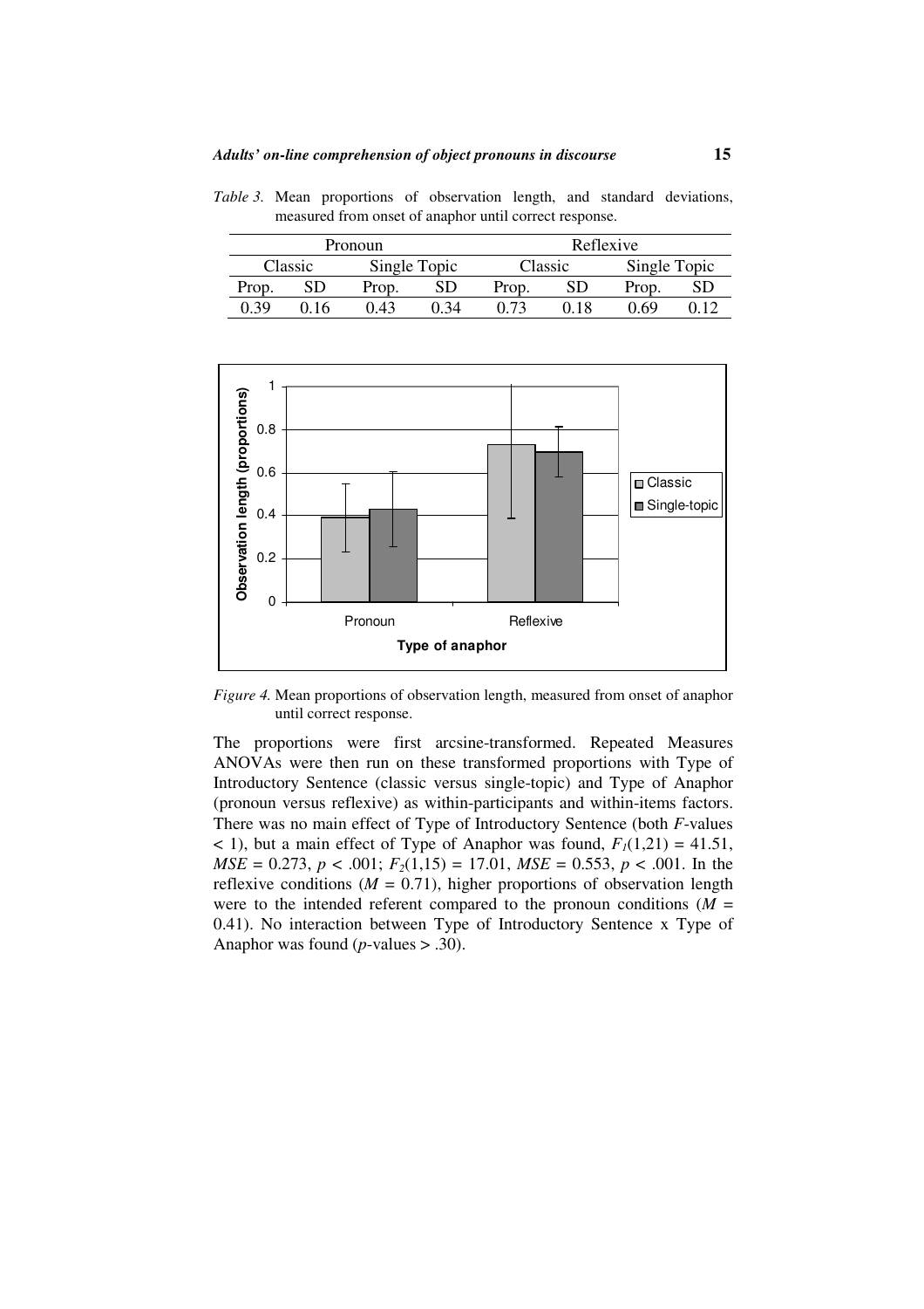*Table 3.* Mean proportions of observation length, and standard deviations, measured from onset of anaphor until correct response.

| Pronoun | | | | Reflexive | | | |
|---|---|---|---|---|---|---|---|
| Classic | | Single Topic | | Classic | | Single Topic | |
| Prop. | SD | Prop. | SD | Prop. | SD | Prop. | SD |
| 0.39 | 0.16 | 0.43 | 0.34 | 0.73 | 0.18 | 0.69 | 0.12 |

*Figure 4.* Mean proportions of observation length, measured from onset of anaphor until correct response.

The proportions were first arcsine-transformed. Repeated Measures ANOVAs were then run on these transformed proportions with Type of Introductory Sentence (classic versus single-topic) and Type of Anaphor (pronoun versus reflexive) as within-participants and within-items factors. There was no main effect of Type of Introductory Sentence (both *F*-values < 1), but a main effect of Type of Anaphor was found, $F_1(1,21) = 41.51$, $MSE = 0.273$, $p < .001$; $F_2(1,15) = 17.01$, $MSE = 0.553$, $p < .001$. In the reflexive conditions ($M = 0.71$), higher proportions of observation length were to the intended referent compared to the pronoun conditions ($M = 0.41$). No interaction between Type of Introductory Sentence x Type of Anaphor was found (*p*-values > .30).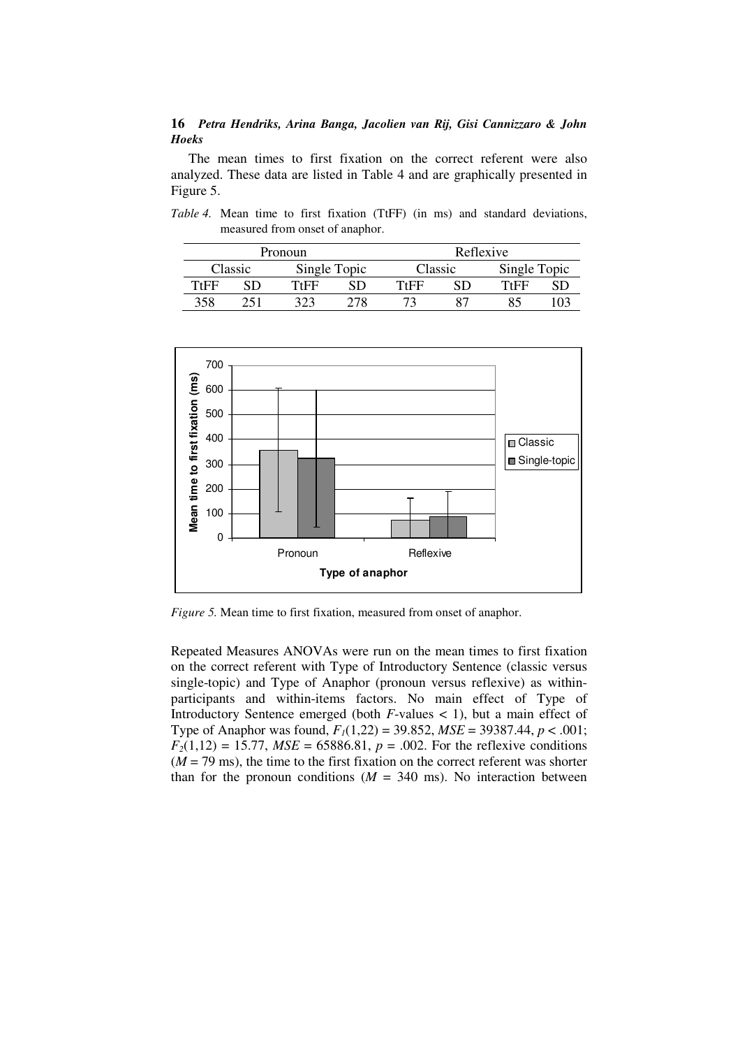The mean times to first fixation on the correct referent were also analyzed. These data are listed in Table 4 and are graphically presented in Figure 5.

*Table 4.* Mean time to first fixation (TtFF) (in ms) and standard deviations, measured from onset of anaphor.

| Pronoun | | | | Reflexive | | | |
|---|---|---|---|---|---|---|---|
| Classic | | Single Topic | | Classic | | Single Topic | |
| TtFF | SD | TtFF | SD | TtFF | SD | TtFF | SD |
| 358 | 251 | 323 | 278 | 73 | 87 | 85 | 103 |

*Figure 5.* Mean time to first fixation, measured from onset of anaphor.

Repeated Measures ANOVAs were run on the mean times to first fixation on the correct referent with Type of Introductory Sentence (classic versus single-topic) and Type of Anaphor (pronoun versus reflexive) as within-participants and within-items factors. No main effect of Type of Introductory Sentence emerged (both $F$-values < 1), but a main effect of Type of Anaphor was found, $F_1(1,22) = 39.852$, $MSE = 39387.44$, $p < .001$; $F_2(1,12) = 15.77$, $MSE = 65886.81$, $p = .002$. For the reflexive conditions ($M = 79$ ms), the time to the first fixation on the correct referent was shorter than for the pronoun conditions ($M = 340$ ms). No interaction between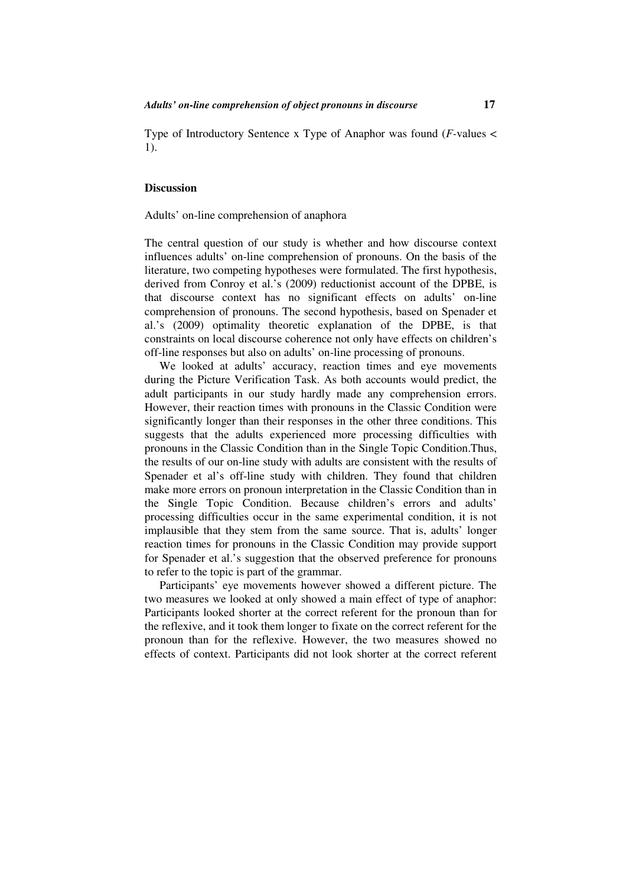Type of Introductory Sentence x Type of Anaphor was found (*F*-values < 1).

## Discussion

Adults' on-line comprehension of anaphora

The central question of our study is whether and how discourse context influences adults' on-line comprehension of pronouns. On the basis of the literature, two competing hypotheses were formulated. The first hypothesis, derived from Conroy et al.'s (2009) reductionist account of the DPBE, is that discourse context has no significant effects on adults' on-line comprehension of pronouns. The second hypothesis, based on Spenader et al.'s (2009) optimality theoretic explanation of the DPBE, is that constraints on local discourse coherence not only have effects on children's off-line responses but also on adults' on-line processing of pronouns.

We looked at adults' accuracy, reaction times and eye movements during the Picture Verification Task. As both accounts would predict, the adult participants in our study hardly made any comprehension errors. However, their reaction times with pronouns in the Classic Condition were significantly longer than their responses in the other three conditions. This suggests that the adults experienced more processing difficulties with pronouns in the Classic Condition than in the Single Topic Condition.Thus, the results of our on-line study with adults are consistent with the results of Spenader et al's off-line study with children. They found that children make more errors on pronoun interpretation in the Classic Condition than in the Single Topic Condition. Because children's errors and adults' processing difficulties occur in the same experimental condition, it is not implausible that they stem from the same source. That is, adults' longer reaction times for pronouns in the Classic Condition may provide support for Spenader et al.'s suggestion that the observed preference for pronouns to refer to the topic is part of the grammar.

Participants' eye movements however showed a different picture. The two measures we looked at only showed a main effect of type of anaphor: Participants looked shorter at the correct referent for the pronoun than for the reflexive, and it took them longer to fixate on the correct referent for the pronoun than for the reflexive. However, the two measures showed no effects of context. Participants did not look shorter at the correct referent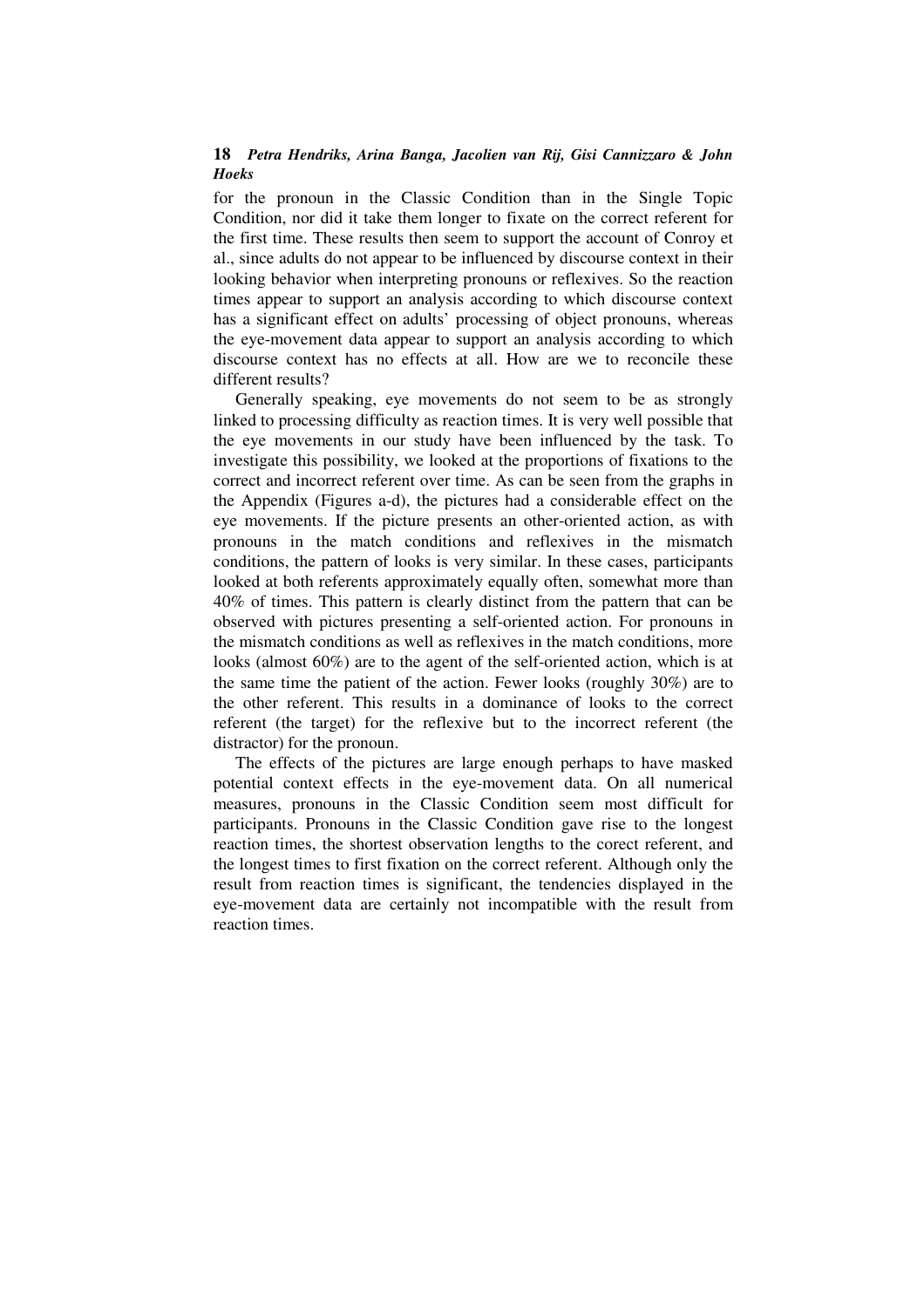for the pronoun in the Classic Condition than in the Single Topic Condition, nor did it take them longer to fixate on the correct referent for the first time. These results then seem to support the account of Conroy et al., since adults do not appear to be influenced by discourse context in their looking behavior when interpreting pronouns or reflexives. So the reaction times appear to support an analysis according to which discourse context has a significant effect on adults' processing of object pronouns, whereas the eye-movement data appear to support an analysis according to which discourse context has no effects at all. How are we to reconcile these different results?

Generally speaking, eye movements do not seem to be as strongly linked to processing difficulty as reaction times. It is very well possible that the eye movements in our study have been influenced by the task. To investigate this possibility, we looked at the proportions of fixations to the correct and incorrect referent over time. As can be seen from the graphs in the Appendix (Figures a-d), the pictures had a considerable effect on the eye movements. If the picture presents an other-oriented action, as with pronouns in the match conditions and reflexives in the mismatch conditions, the pattern of looks is very similar. In these cases, participants looked at both referents approximately equally often, somewhat more than 40% of times. This pattern is clearly distinct from the pattern that can be observed with pictures presenting a self-oriented action. For pronouns in the mismatch conditions as well as reflexives in the match conditions, more looks (almost 60%) are to the agent of the self-oriented action, which is at the same time the patient of the action. Fewer looks (roughly 30%) are to the other referent. This results in a dominance of looks to the correct referent (the target) for the reflexive but to the incorrect referent (the distractor) for the pronoun.

The effects of the pictures are large enough perhaps to have masked potential context effects in the eye-movement data. On all numerical measures, pronouns in the Classic Condition seem most difficult for participants. Pronouns in the Classic Condition gave rise to the longest reaction times, the shortest observation lengths to the corect referent, and the longest times to first fixation on the correct referent. Although only the result from reaction times is significant, the tendencies displayed in the eye-movement data are certainly not incompatible with the result from reaction times.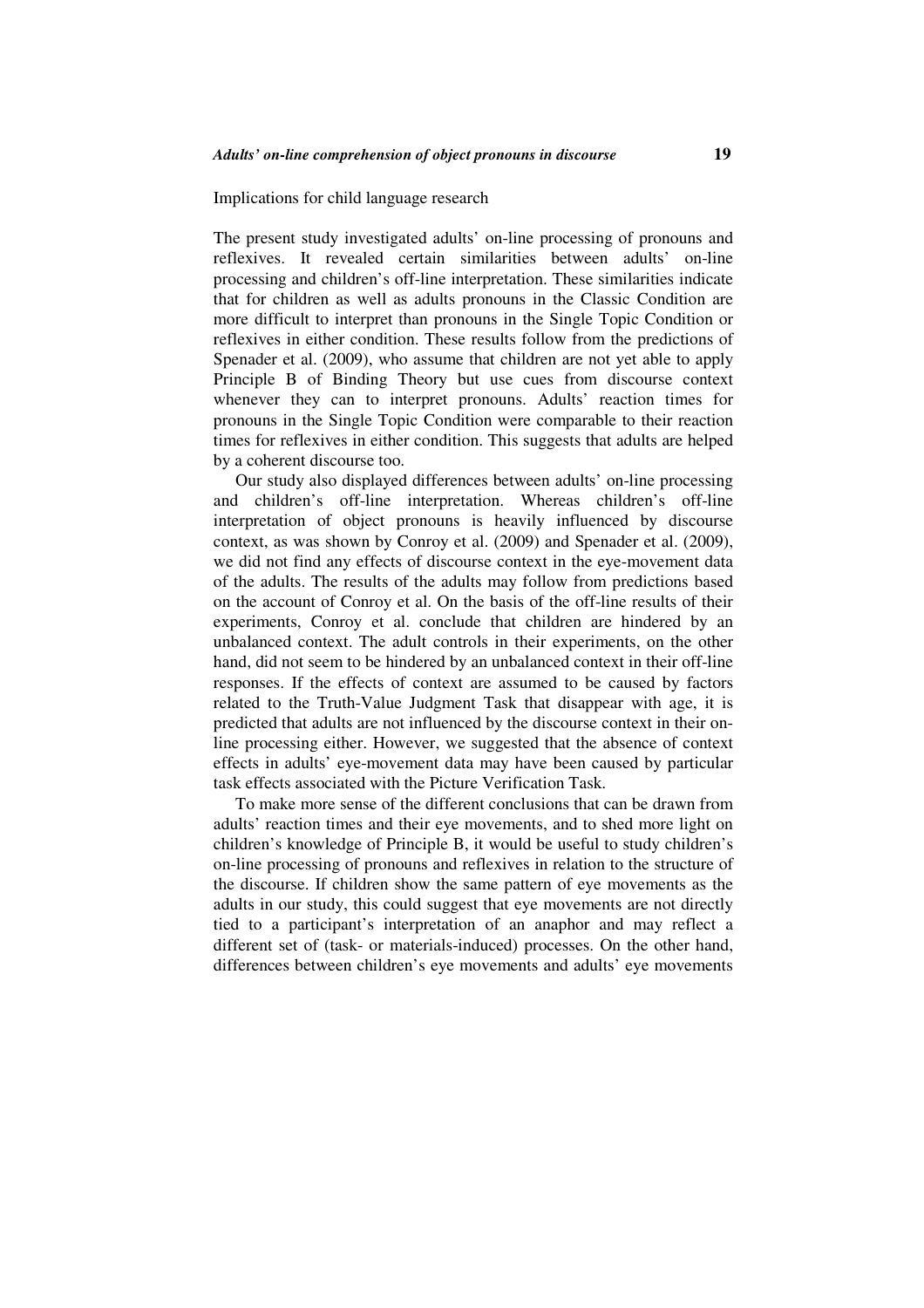### Implications for child language research

The present study investigated adults' on-line processing of pronouns and reflexives. It revealed certain similarities between adults' on-line processing and children's off-line interpretation. These similarities indicate that for children as well as adults pronouns in the Classic Condition are more difficult to interpret than pronouns in the Single Topic Condition or reflexives in either condition. These results follow from the predictions of Spenader et al. (2009), who assume that children are not yet able to apply Principle B of Binding Theory but use cues from discourse context whenever they can to interpret pronouns. Adults' reaction times for pronouns in the Single Topic Condition were comparable to their reaction times for reflexives in either condition. This suggests that adults are helped by a coherent discourse too.

Our study also displayed differences between adults' on-line processing and children's off-line interpretation. Whereas children's off-line interpretation of object pronouns is heavily influenced by discourse context, as was shown by Conroy et al. (2009) and Spenader et al. (2009), we did not find any effects of discourse context in the eye-movement data of the adults. The results of the adults may follow from predictions based on the account of Conroy et al. On the basis of the off-line results of their experiments, Conroy et al. conclude that children are hindered by an unbalanced context. The adult controls in their experiments, on the other hand, did not seem to be hindered by an unbalanced context in their off-line responses. If the effects of context are assumed to be caused by factors related to the Truth-Value Judgment Task that disappear with age, it is predicted that adults are not influenced by the discourse context in their on-line processing either. However, we suggested that the absence of context effects in adults' eye-movement data may have been caused by particular task effects associated with the Picture Verification Task.

To make more sense of the different conclusions that can be drawn from adults' reaction times and their eye movements, and to shed more light on children's knowledge of Principle B, it would be useful to study children's on-line processing of pronouns and reflexives in relation to the structure of the discourse. If children show the same pattern of eye movements as the adults in our study, this could suggest that eye movements are not directly tied to a participant's interpretation of an anaphor and may reflect a different set of (task- or materials-induced) processes. On the other hand, differences between children's eye movements and adults' eye movements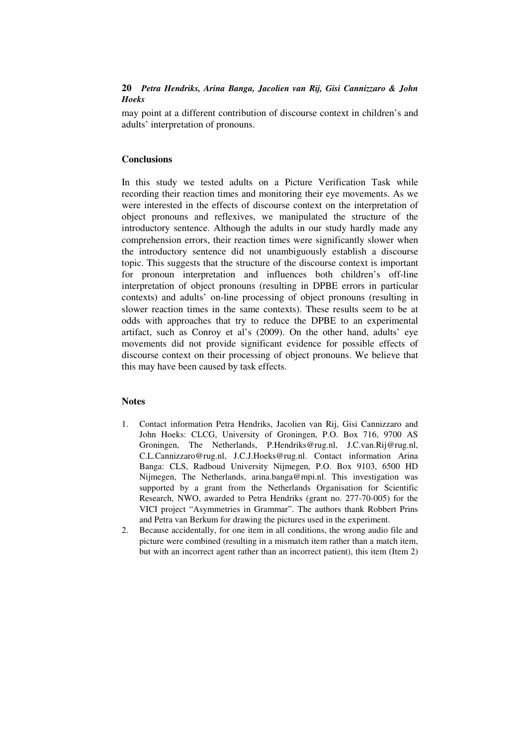may point at a different contribution of discourse context in children's and adults' interpretation of pronouns.

## Conclusions

In this study we tested adults on a Picture Verification Task while recording their reaction times and monitoring their eye movements. As we were interested in the effects of discourse context on the interpretation of object pronouns and reflexives, we manipulated the structure of the introductory sentence. Although the adults in our study hardly made any comprehension errors, their reaction times were significantly slower when the introductory sentence did not unambiguously establish a discourse topic. This suggests that the structure of the discourse context is important for pronoun interpretation and influences both children's off-line interpretation of object pronouns (resulting in DPBE errors in particular contexts) and adults' on-line processing of object pronouns (resulting in slower reaction times in the same contexts). These results seem to be at odds with approaches that try to reduce the DPBE to an experimental artifact, such as Conroy et al's (2009). On the other hand, adults' eye movements did not provide significant evidence for possible effects of discourse context on their processing of object pronouns. We believe that this may have been caused by task effects.

## Notes

1. Contact information Petra Hendriks, Jacolien van Rij, Gisi Cannizzaro and John Hoeks: CLCG, University of Groningen, P.O. Box 716, 9700 AS Groningen, The Netherlands, P.Hendriks@rug.nl, J.C.van.Rij@rug.nl, C.L.Cannizzaro@rug.nl, J.C.J.Hoeks@rug.nl. Contact information Arina Banga: CLS, Radboud University Nijmegen, P.O. Box 9103, 6500 HD Nijmegen, The Netherlands, arina.banga@mpi.nl. This investigation was supported by a grant from the Netherlands Organisation for Scientific Research, NWO, awarded to Petra Hendriks (grant no. 277-70-005) for the VICI project "Asymmetries in Grammar". The authors thank Robbert Prins and Petra van Berkum for drawing the pictures used in the experiment.
2. Because accidentally, for one item in all conditions, the wrong audio file and picture were combined (resulting in a mismatch item rather than a match item, but with an incorrect agent rather than an incorrect patient), this item (Item 2)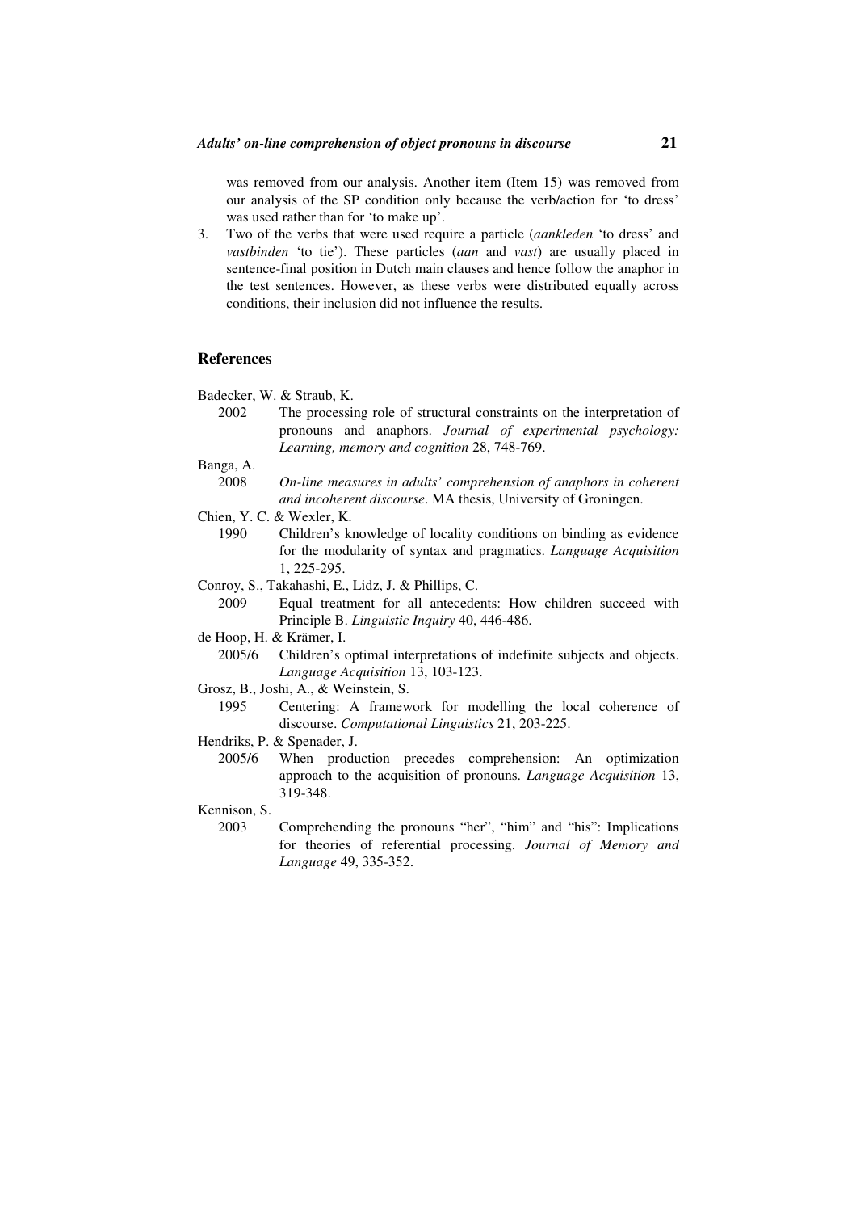was removed from our analysis. Another item (Item 15) was removed from our analysis of the SP condition only because the verb/action for 'to dress' was used rather than for 'to make up'.

3. Two of the verbs that were used require a particle (*aankleden* 'to dress' and *vastbinden* 'to tie'). These particles (*aan* and *vast*) are usually placed in sentence-final position in Dutch main clauses and hence follow the anaphor in the test sentences. However, as these verbs were distributed equally across conditions, their inclusion did not influence the results.

## References

Badecker, W. & Straub, K.
2002 The processing role of structural constraints on the interpretation of pronouns and anaphors. *Journal of experimental psychology: Learning, memory and cognition* 28, 748-769.

Banga, A.
2008 *On-line measures in adults' comprehension of anaphors in coherent and incoherent discourse*. MA thesis, University of Groningen.

Chien, Y. C. & Wexler, K.
1990 Children's knowledge of locality conditions on binding as evidence for the modularity of syntax and pragmatics. *Language Acquisition* 1, 225-295.

Conroy, S., Takahashi, E., Lidz, J. & Phillips, C.
2009 Equal treatment for all antecedents: How children succeed with Principle B. *Linguistic Inquiry* 40, 446-486.

de Hoop, H. & Krämer, I.
2005/6 Children's optimal interpretations of indefinite subjects and objects. *Language Acquisition* 13, 103-123.

Grosz, B., Joshi, A., & Weinstein, S.
1995 Centering: A framework for modelling the local coherence of discourse. *Computational Linguistics* 21, 203-225.

Hendriks, P. & Spenader, J.
2005/6 When production precedes comprehension: An optimization approach to the acquisition of pronouns. *Language Acquisition* 13, 319-348.

Kennison, S.
2003 Comprehending the pronouns "her", "him" and "his": Implications for theories of referential processing. *Journal of Memory and Language* 49, 335-352.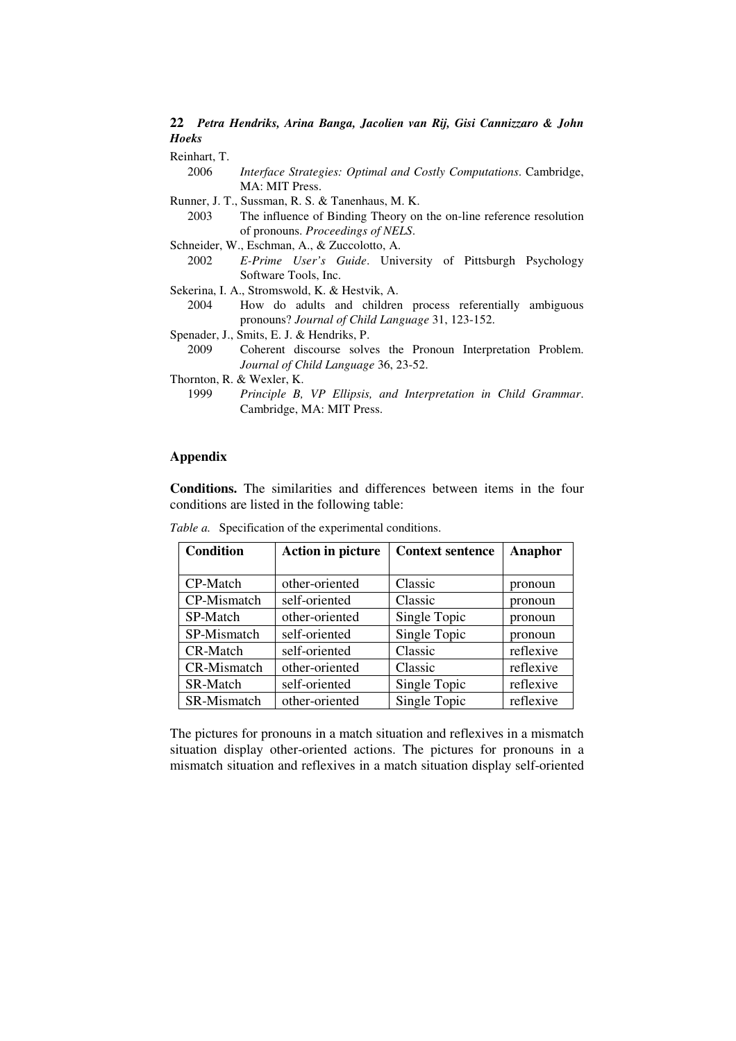Reinhart, T.

2006 *Interface Strategies: Optimal and Costly Computations*. Cambridge, MA: MIT Press.

Runner, J. T., Sussman, R. S. & Tanenhaus, M. K.

2003 The influence of Binding Theory on the on-line reference resolution of pronouns. *Proceedings of NELS*.

Schneider, W., Eschman, A., & Zuccolotto, A.

2002 *E-Prime User's Guide*. University of Pittsburgh Psychology Software Tools, Inc.

Sekerina, I. A., Stromswold, K. & Hestvik, A.

2004 How do adults and children process referentially ambiguous pronouns? *Journal of Child Language* 31, 123-152.

Spenader, J., Smits, E. J. & Hendriks, P.

2009 Coherent discourse solves the Pronoun Interpretation Problem. *Journal of Child Language* 36, 23-52.

Thornton, R. & Wexler, K.

1999 *Principle B, VP Ellipsis, and Interpretation in Child Grammar*. Cambridge, MA: MIT Press.

## Appendix

**Conditions.** The similarities and differences between items in the four conditions are listed in the following table:

*Table a.* Specification of the experimental conditions.

| Condition | Action in picture | Context sentence | Anaphor |
|---|---|---|---|
| CP-Match | other-oriented | Classic | pronoun |
| CP-Mismatch | self-oriented | Classic | pronoun |
| SP-Match | other-oriented | Single Topic | pronoun |
| SP-Mismatch | self-oriented | Single Topic | pronoun |
| CR-Match | self-oriented | Classic | reflexive |
| CR-Mismatch | other-oriented | Classic | reflexive |
| SR-Match | self-oriented | Single Topic | reflexive |
| SR-Mismatch | other-oriented | Single Topic | reflexive |

The pictures for pronouns in a match situation and reflexives in a mismatch situation display other-oriented actions. The pictures for pronouns in a mismatch situation and reflexives in a match situation display self-oriented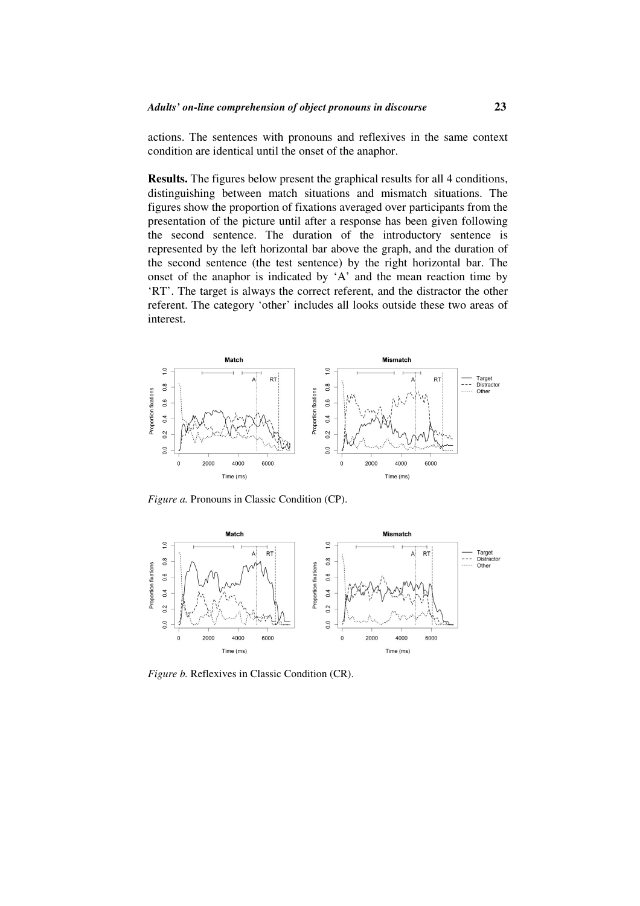actions. The sentences with pronouns and reflexives in the same context condition are identical until the onset of the anaphor.

**Results.** The figures below present the graphical results for all 4 conditions, distinguishing between match situations and mismatch situations. The figures show the proportion of fixations averaged over participants from the presentation of the picture until after a response has been given following the second sentence. The duration of the introductory sentence is represented by the left horizontal bar above the graph, and the duration of the second sentence (the test sentence) by the right horizontal bar. The onset of the anaphor is indicated by 'A' and the mean reaction time by 'RT'. The target is always the correct referent, and the distractor the other referent. The category 'other' includes all looks outside these two areas of interest.

*Figure a.* Pronouns in Classic Condition (CP).

*Figure b.* Reflexives in Classic Condition (CR).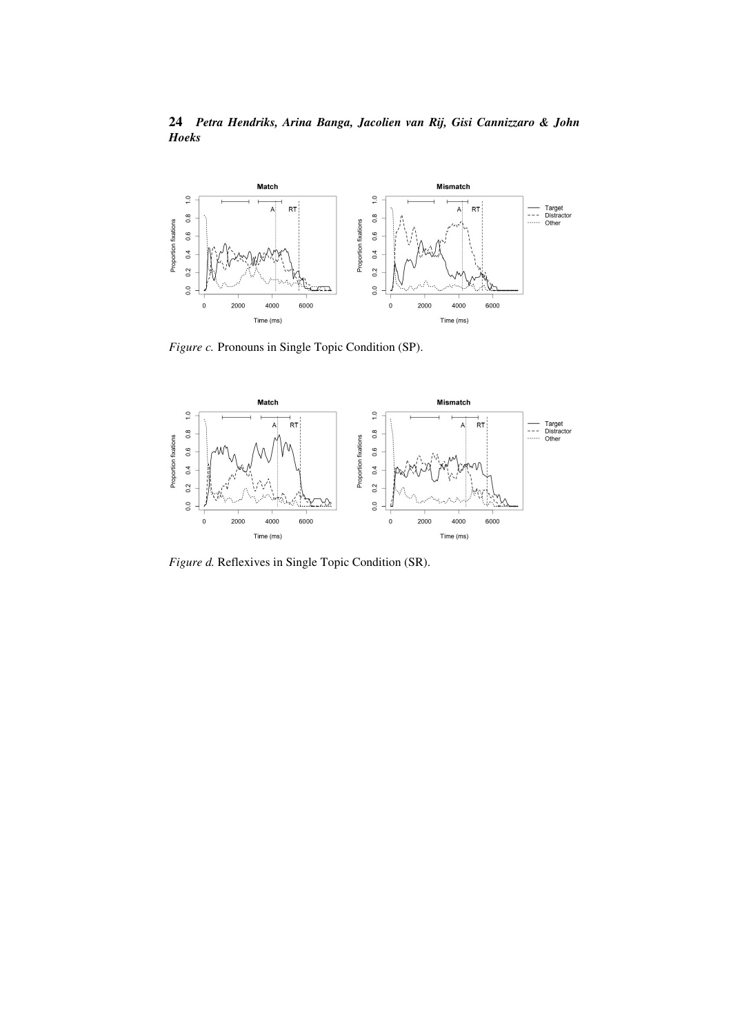Match

Mismatch

Proportion fixations

Time (ms)

A RT

Target
Distractor
Other

*Figure c.* Pronouns in Single Topic Condition (SP).

Match

Mismatch

Proportion fixations

Time (ms)

A RT

Target
Distractor
Other

*Figure d.* Reflexives in Single Topic Condition (SR).